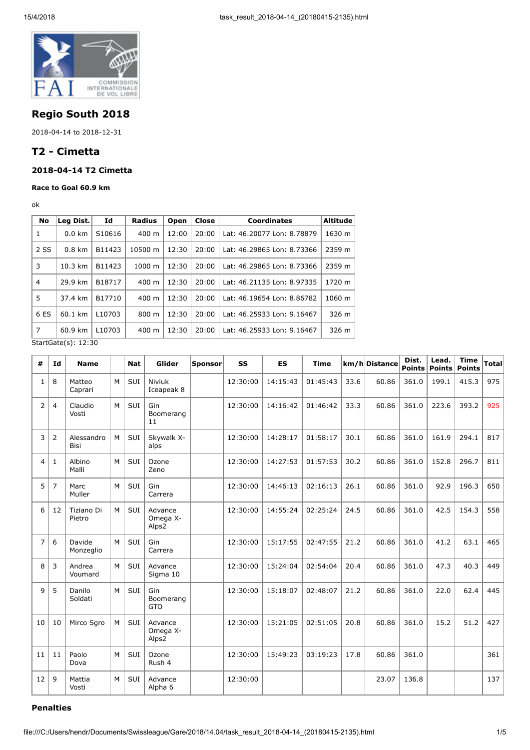# Regio South 2018

2018-04-14 to 2018-12-31

## T2 - Cimetta

### 2018-04-14 T2 Cimetta

#### Race to Goal 60.9 km

ok

| No | Leg Dist. | Id | Radius | Open | Close | Coordinates | Altitude |
|---|---|---|---|---|---|---|---|
| 1 | 0.0 km | S10616 | 400 m | 12:00 | 20:00 | Lat: 46.20077 Lon: 8.78879 | 1630 m |
| 2 SS | 0.8 km | B11423 | 10500 m | 12:30 | 20:00 | Lat: 46.29865 Lon: 8.73366 | 2359 m |
| 3 | 10.3 km | B11423 | 1000 m | 12:30 | 20:00 | Lat: 46.29865 Lon: 8.73366 | 2359 m |
| 4 | 29.9 km | B18717 | 400 m | 12:30 | 20:00 | Lat: 46.21135 Lon: 8.97335 | 1720 m |
| 5 | 37.4 km | B17710 | 400 m | 12:30 | 20:00 | Lat: 46.19654 Lon: 8.86782 | 1060 m |
| 6 ES | 60.1 km | L10703 | 800 m | 12:30 | 20:00 | Lat: 46.25933 Lon: 9.16467 | 326 m |
| 7 | 60.9 km | L10703 | 400 m | 12:30 | 20:00 | Lat: 46.25933 Lon: 9.16467 | 326 m |

StartGate(s): 12:30

| # | Id | Name | | Nat | Glider | Sponsor | SS | ES | Time | km/h | Distance | Dist. Points | Lead. Points | Time Points | Total |
|---|---|---|---|---|---|---|---|---|---|---|---|---|---|---|---|
| 1 | 8 | Matteo Caprari | M | SUI | Niviuk Iceapeak 8 | | 12:30:00 | 14:15:43 | 01:45:43 | 33.6 | 60.86 | 361.0 | 199.1 | 415.3 | 975 |
| 2 | 4 | Claudio Vosti | M | SUI | Gin Boomerang 11 | | 12:30:00 | 14:16:42 | 01:46:42 | 33.3 | 60.86 | 361.0 | 223.6 | 393.2 | 925 |
| 3 | 2 | Alessandro Bisi | M | SUI | Skywalk X-alps | | 12:30:00 | 14:28:17 | 01:58:17 | 30.1 | 60.86 | 361.0 | 161.9 | 294.1 | 817 |
| 4 | 1 | Albino Malli | M | SUI | Ozone Zeno | | 12:30:00 | 14:27:53 | 01:57:53 | 30.2 | 60.86 | 361.0 | 152.8 | 296.7 | 811 |
| 5 | 7 | Marc Muller | M | SUI | Gin Carrera | | 12:30:00 | 14:46:13 | 02:16:13 | 26.1 | 60.86 | 361.0 | 92.9 | 196.3 | 650 |
| 6 | 12 | Tiziano Di Pietro | M | SUI | Advance Omega X-Alps2 | | 12:30:00 | 14:55:24 | 02:25:24 | 24.5 | 60.86 | 361.0 | 42.5 | 154.3 | 558 |
| 7 | 6 | Davide Monzeglio | M | SUI | Gin Carrera | | 12:30:00 | 15:17:55 | 02:47:55 | 21.2 | 60.86 | 361.0 | 41.2 | 63.1 | 465 |
| 8 | 3 | Andrea Voumard | M | SUI | Advance Sigma 10 | | 12:30:00 | 15:24:04 | 02:54:04 | 20.4 | 60.86 | 361.0 | 47.3 | 40.3 | 449 |
| 9 | 5 | Danilo Soldati | M | SUI | Gin Boomerang GTO | | 12:30:00 | 15:18:07 | 02:48:07 | 21.2 | 60.86 | 361.0 | 22.0 | 62.4 | 445 |
| 10 | 10 | Mirco Sgro | M | SUI | Advance Omega X-Alps2 | | 12:30:00 | 15:21:05 | 02:51:05 | 20.8 | 60.86 | 361.0 | 15.2 | 51.2 | 427 |
| 11 | 11 | Paolo Dova | M | SUI | Ozone Rush 4 | | 12:30:00 | 15:49:23 | 03:19:23 | 17.8 | 60.86 | 361.0 | | | 361 |
| 12 | 9 | Mattia Vosti | M | SUI | Advance Alpha 6 | | 12:30:00 | | | | 23.07 | 136.8 | | | 137 |

#### Penalties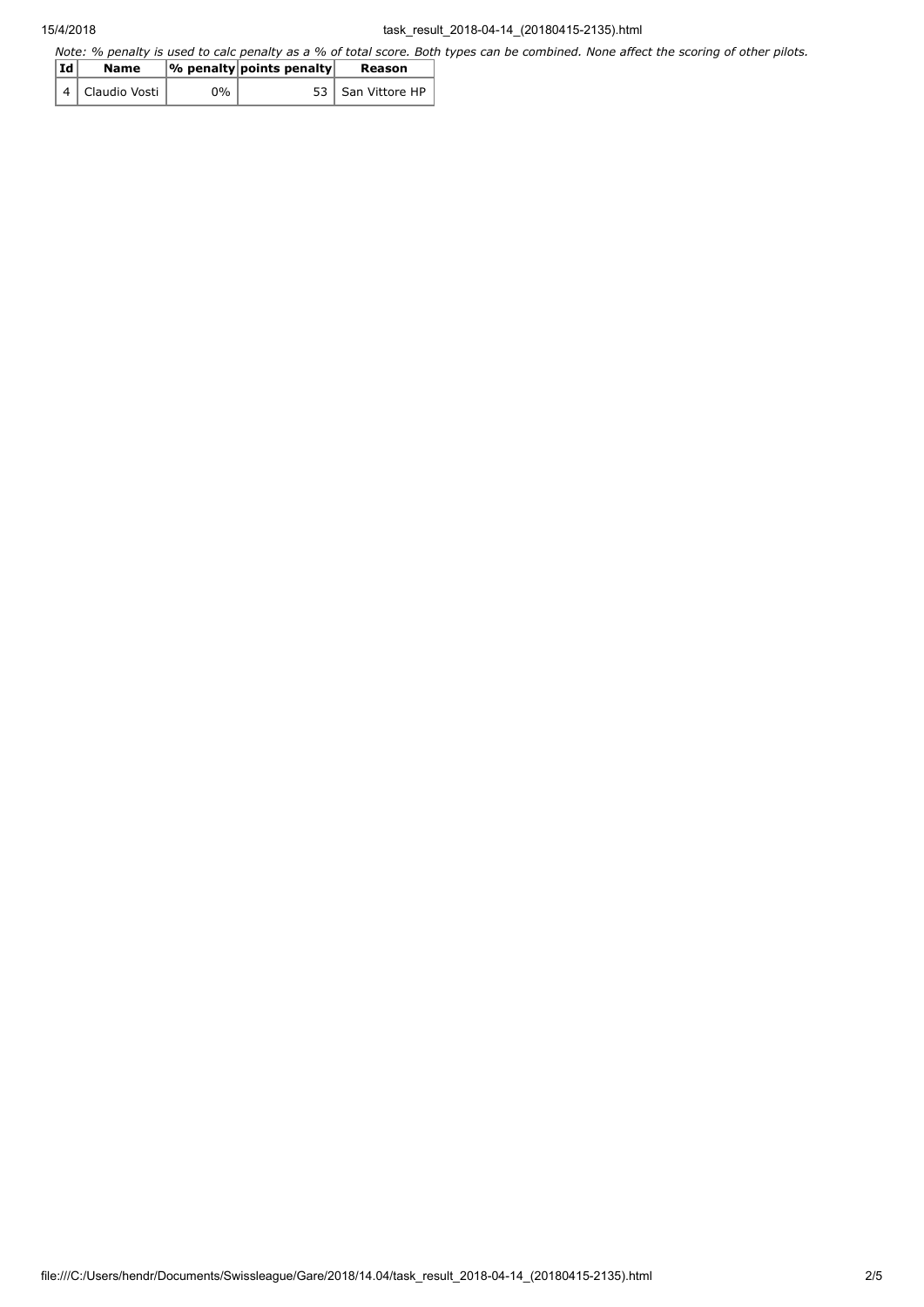*Note: % penalty is used to calc penalty as a % of total score. Both types can be combined. None affect the scoring of other pilots.*

| Id | Name | % penalty | points penalty | Reason |
|---|---|---|---|---|
| 4 | Claudio Vosti | 0% | 53 | San Vittore HP |